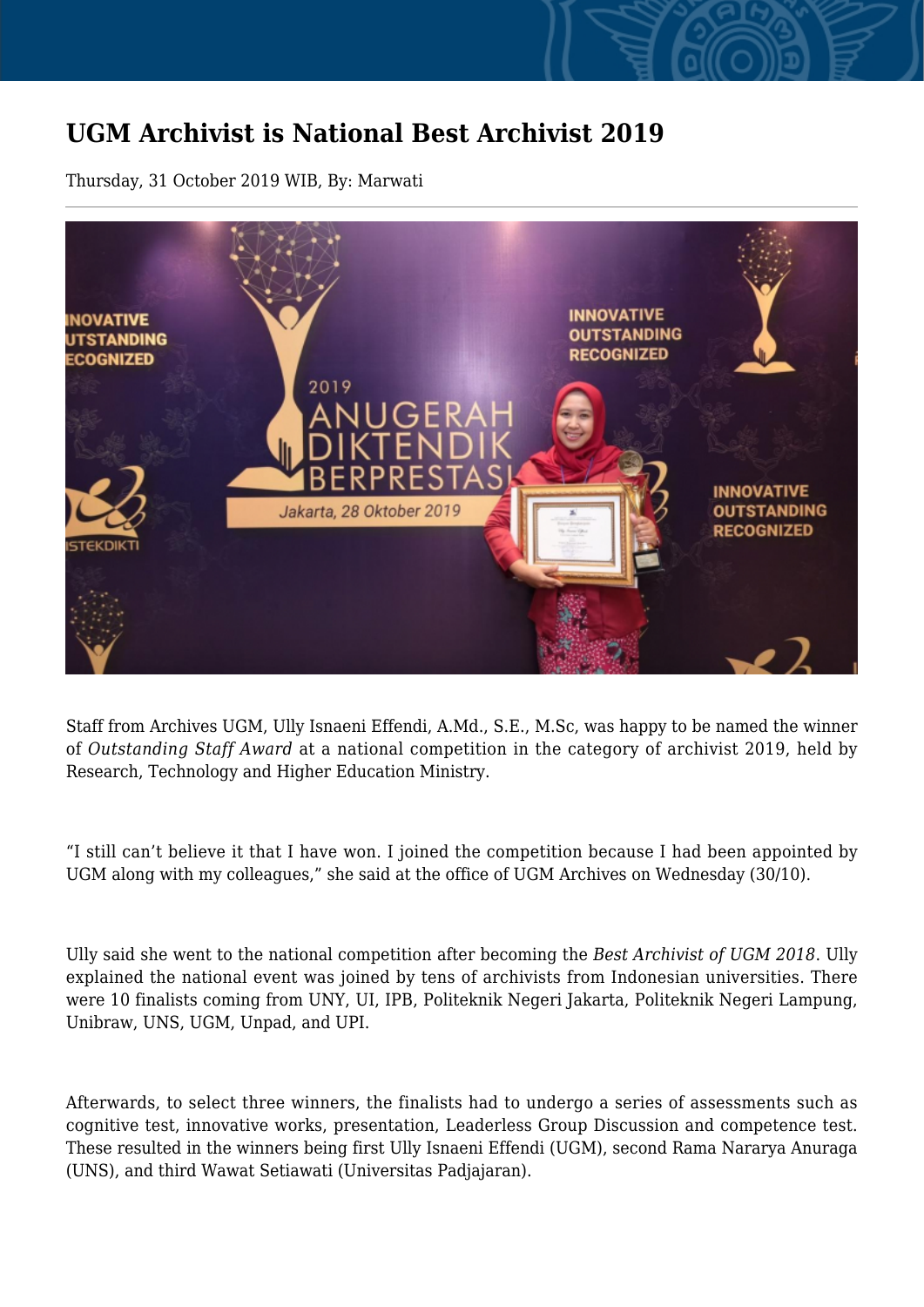# UGM Archivist is National Best Archivist 2019

Thursday, 31 October 2019 WIB, By: Marwati

Staff from Archives UGM, Ully Isnaeni Effendi, A.Md., S.E., M.Sc, was happy to be named the winner of *Outstanding Staff Award* at a national competition in the category of archivist 2019, held by Research, Technology and Higher Education Ministry.

"I still can't believe it that I have won. I joined the competition because I had been appointed by UGM along with my colleagues," she said at the office of UGM Archives on Wednesday (30/10).

Ully said she went to the national competition after becoming the *Best Archivist of UGM 2018*. Ully explained the national event was joined by tens of archivists from Indonesian universities. There were 10 finalists coming from UNY, UI, IPB, Politeknik Negeri Jakarta, Politeknik Negeri Lampung, Unibraw, UNS, UGM, Unpad, and UPI.

Afterwards, to select three winners, the finalists had to undergo a series of assessments such as cognitive test, innovative works, presentation, Leaderless Group Discussion and competence test. These resulted in the winners being first Ully Isnaeni Effendi (UGM), second Rama Nararya Anuraga (UNS), and third Wawat Setiawati (Universitas Padjajaran).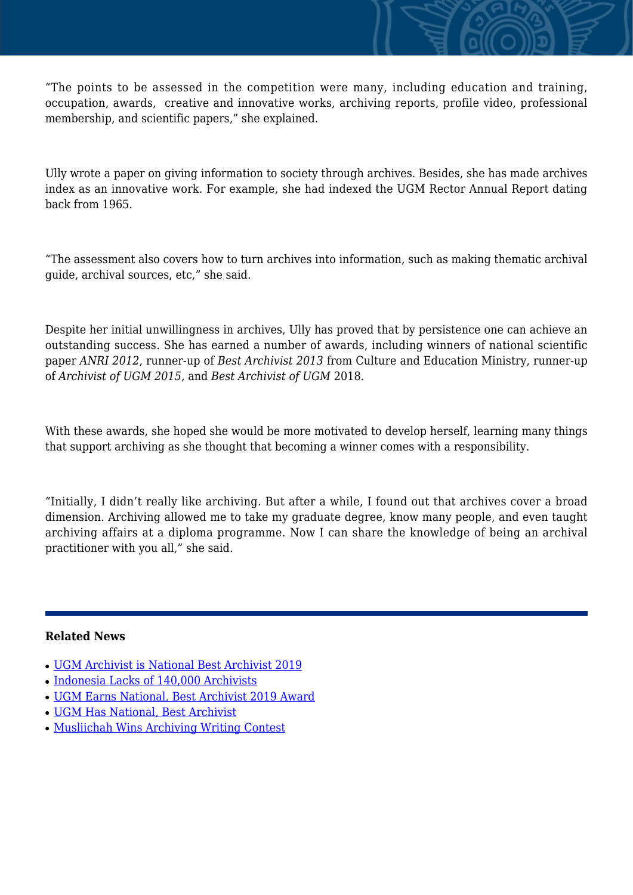"The points to be assessed in the competition were many, including education and training, occupation, awards, creative and innovative works, archiving reports, profile video, professional membership, and scientific papers," she explained.

Ully wrote a paper on giving information to society through archives. Besides, she has made archives index as an innovative work. For example, she had indexed the UGM Rector Annual Report dating back from 1965.

"The assessment also covers how to turn archives into information, such as making thematic archival guide, archival sources, etc," she said.

Despite her initial unwillingness in archives, Ully has proved that by persistence one can achieve an outstanding success. She has earned a number of awards, including winners of national scientific paper *ANRI 2012*, runner-up of *Best Archivist 2013* from Culture and Education Ministry, runner-up of *Archivist of UGM 2015*, and *Best Archivist of UGM* 2018.

With these awards, she hoped she would be more motivated to develop herself, learning many things that support archiving as she thought that becoming a winner comes with a responsibility.

"Initially, I didn't really like archiving. But after a while, I found out that archives cover a broad dimension. Archiving allowed me to take my graduate degree, know many people, and even taught archiving affairs at a diploma programme. Now I can share the knowledge of being an archival practitioner with you all," she said.

---

**Related News**

- UGM Archivist is National Best Archivist 2019
- Indonesia Lacks of 140,000 Archivists
- UGM Earns National, Best Archivist 2019 Award
- UGM Has National, Best Archivist
- Musliichah Wins Archiving Writing Contest